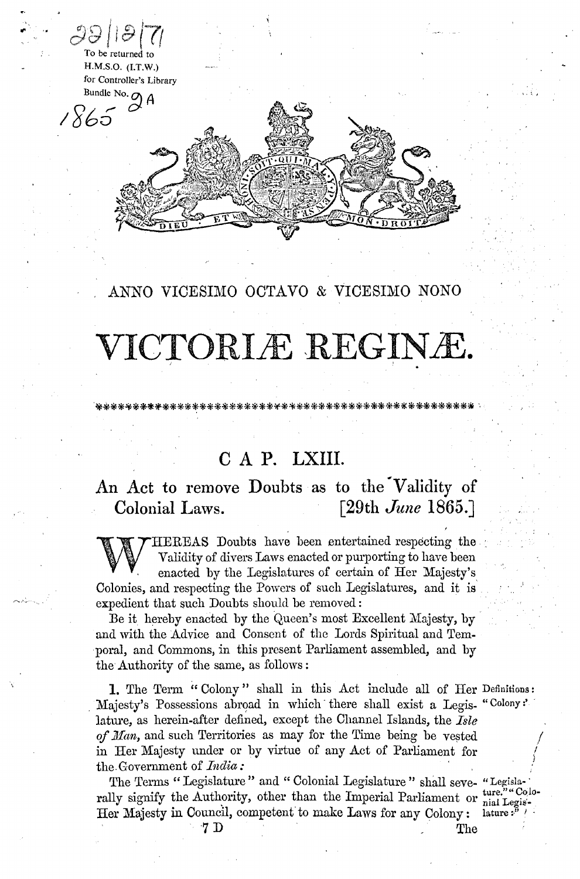22|12|71

To be returned to
H.M.S.O. (I.T.W.)
for Controller's Library
Bundle No. 2A

1865

DIEU ET MON DROIT

ANNO VICESIMO OCTAVO & VICESIMO NONO

# VICTORIÆ REGINÆ.

\*\*\*\*\*\*\*\*\*\*\*\*\*\*\*\*\*\*\*\*\*\*\*\*\*\*\*\*\*\*\*\*\*\*\*\*\*\*\*\*\*\*\*\*\*\*\*\*

## C A P. LXIII.

### An Act to remove Doubts as to the Validity of Colonial Laws. [29th *June* 1865.]

WHEREAS Doubts have been entertained respecting the Validity of divers Laws enacted or purporting to have been enacted by the Legislatures of certain of Her Majesty's Colonies, and respecting the Powers of such Legislatures, and it is expedient that such Doubts should be removed:

Be it hereby enacted by the Queen's most Excellent Majesty, by and with the Advice and Consent of the Lords Spiritual and Temporal, and Commons, in this present Parliament assembled, and by the Authority of the same, as follows:

*Definitions: "Colony:"*

1. The Term "Colony" shall in this Act include all of Her Majesty's Possessions abroad in which there shall exist a Legislature, as herein-after defined, except the Channel Islands, the *Isle of Man*, and such Territories as may for the Time being be vested in Her Majesty under or by virtue of any Act of Parliament for the Government of *India*:

*"Legislature." "Colonial Legislature:"*

The Terms "Legislature" and "Colonial Legislature" shall severally signify the Authority, other than the Imperial Parliament or Her Majesty in Council, competent to make Laws for any Colony:

7 D The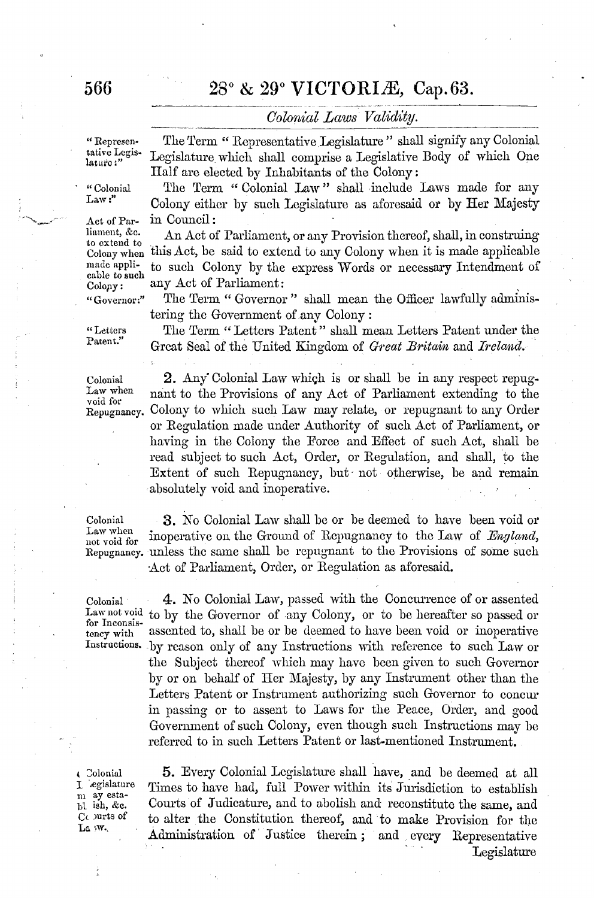*Colonial Laws Validity.*

"Representative Legislature:" The Term "Representative Legislature" shall signify any Colonial Legislature which shall comprise a Legislative Body of which One Half are elected by Inhabitants of the Colony:

"Colonial Law:" The Term "Colonial Law" shall include Laws made for any Colony either by such Legislature as aforesaid or by Her Majesty in Council:

Act of Parliament, &c. to extend to Colony when made applicable to such Colony: An Act of Parliament, or any Provision thereof, shall, in construing this Act, be said to extend to any Colony when it is made applicable to such Colony by the express Words or necessary Intendment of any Act of Parliament:

"Governor:" The Term "Governor" shall mean the Officer lawfully administering the Government of any Colony:

"Letters Patent." The Term "Letters Patent" shall mean Letters Patent under the Great Seal of the United Kingdom of *Great Britain* and *Ireland*.

*Colonial Law when void for Repugnancy.*

**2.** Any Colonial Law which is or shall be in any respect repugnant to the Provisions of any Act of Parliament extending to the Colony to which such Law may relate, or repugnant to any Order or Regulation made under Authority of such Act of Parliament, or having in the Colony the Force and Effect of such Act, shall be read subject to such Act, Order, or Regulation, and shall, to the Extent of such Repugnancy, but not otherwise, be and remain absolutely void and inoperative.

*Colonial Law when not void for Repugnancy.*

**3.** No Colonial Law shall be or be deemed to have been void or inoperative on the Ground of Repugnancy to the Law of *England*, unless the same shall be repugnant to the Provisions of some such Act of Parliament, Order, or Regulation as aforesaid.

*Colonial Law not void for Inconsistency with Instructions.*

**4.** No Colonial Law, passed with the Concurrence of or assented to by the Governor of any Colony, or to be hereafter so passed or assented to, shall be or be deemed to have been void or inoperative by reason only of any Instructions with reference to such Law or the Subject thereof which may have been given to such Governor by or on behalf of Her Majesty, by any Instrument other than the Letters Patent or Instrument authorizing such Governor to concur in passing or to assent to Laws for the Peace, Order, and good Government of such Colony, even though such Instructions may be referred to in such Letters Patent or last-mentioned Instrument.

*Colonial Legislature may establish, &c. Courts of Law.*

**5.** Every Colonial Legislature shall have, and be deemed at all Times to have had, full Power within its Jurisdiction to establish Courts of Judicature, and to abolish and reconstitute the same, and to alter the Constitution thereof, and to make Provision for the Administration of Justice therein; and every Representative Legislature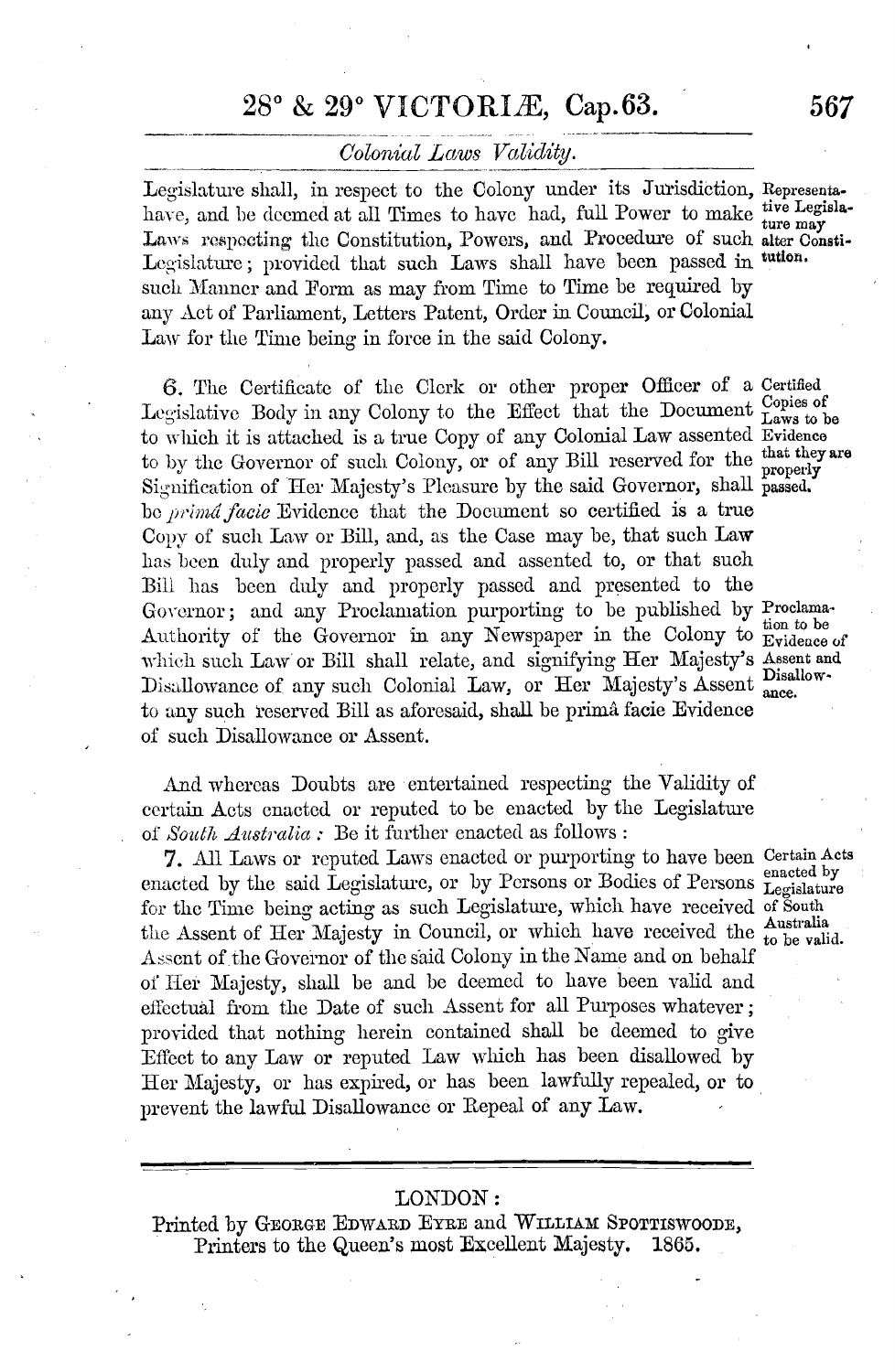Legislature shall, in respect to the Colony under its Jurisdiction, have, and be deemed at all Times to have had, full Power to make Laws respecting the Constitution, Powers, and Procedure of such Legislature; provided that such Laws shall have been passed in such Manner and Form as may from Time to Time be required by any Act of Parliament, Letters Patent, Order in Council, or Colonial Law for the Time being in force in the said Colony.

Representative Legislature may alter Constitution.

6. The Certificate of the Clerk or other proper Officer of a Legislative Body in any Colony to the Effect that the Document to which it is attached is a true Copy of any Colonial Law assented to by the Governor of such Colony, or of any Bill reserved for the Signification of Her Majesty's Pleasure by the said Governor, shall be *primâ facie* Evidence that the Document so certified is a true Copy of such Law or Bill, and, as the Case may be, that such Law has been duly and properly passed and assented to, or that such Bill has been duly and properly passed and presented to the Governor; and any Proclamation purporting to be published by Authority of the Governor in any Newspaper in the Colony to which such Law or Bill shall relate, and signifying Her Majesty's Disallowance of any such Colonial Law, or Her Majesty's Assent to any such reserved Bill as aforesaid, shall be primâ facie Evidence of such Disallowance or Assent.

Certified Copies of Laws to be Evidence that they are properly passed.

Proclamation to be Evidence of Assent and Disallowance.

And whereas Doubts are entertained respecting the Validity of certain Acts enacted or reputed to be enacted by the Legislature of *South Australia*: Be it further enacted as follows:

7. All Laws or reputed Laws enacted or purporting to have been enacted by the said Legislature, or by Persons or Bodies of Persons for the Time being acting as such Legislature, which have received the Assent of Her Majesty in Council, or which have received the Assent of the Governor of the said Colony in the Name and on behalf of Her Majesty, shall be and be deemed to have been valid and effectual from the Date of such Assent for all Purposes whatever; provided that nothing herein contained shall be deemed to give Effect to any Law or reputed Law which has been disallowed by Her Majesty, or has expired, or has been lawfully repealed, or to prevent the lawful Disallowance or Repeal of any Law.

Certain Acts enacted by Legislature of South Australia to be valid.

---

LONDON:
Printed by GEORGE EDWARD EYRE and WILLIAM SPOTTISWOODE,
Printers to the Queen's most Excellent Majesty. 1865.